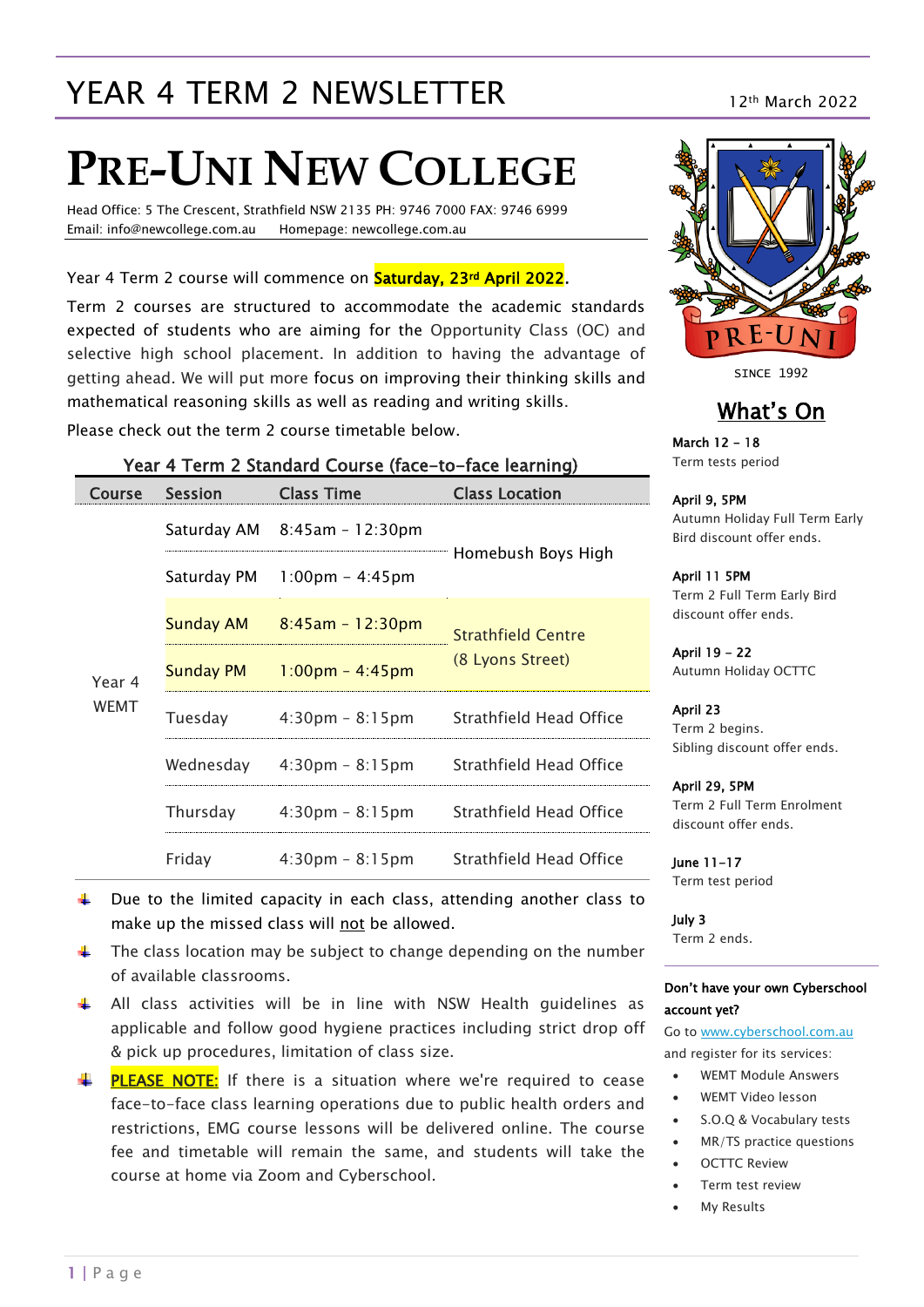# YEAR 4 TERM 2 NEWSLETTER

12th March 2022

# PRE-UNI NEW COLLEGE

Head Office: 5 The Crescent, Strathfield NSW 2135 PH: 9746 7000 FAX: 9746 6999
Email: info@newcollege.com.au Homepage: newcollege.com.au

Year 4 Term 2 course will commence on **Saturday, 23rd April 2022**.

Term 2 courses are structured to accommodate the academic standards expected of students who are aiming for the Opportunity Class (OC) and selective high school placement. In addition to having the advantage of getting ahead. We will put more focus on improving their thinking skills and mathematical reasoning skills as well as reading and writing skills.

Please check out the term 2 course timetable below.

### Year 4 Term 2 Standard Course (face-to-face learning)

| Course | Session | Class Time | Class Location |
|---|---|---|---|
| Year 4 WEMT | Saturday AM | 8:45am – 12:30pm | Homebush Boys High |
| | Saturday PM | 1:00pm – 4:45pm | Homebush Boys High |
| | Sunday AM | 8:45am – 12:30pm | Strathfield Centre (8 Lyons Street) |
| | Sunday PM | 1:00pm – 4:45pm | Strathfield Centre (8 Lyons Street) |
| | Tuesday | 4:30pm – 8:15pm | Strathfield Head Office |
| | Wednesday | 4:30pm – 8:15pm | Strathfield Head Office |
| | Thursday | 4:30pm – 8:15pm | Strathfield Head Office |
| | Friday | 4:30pm – 8:15pm | Strathfield Head Office |

- Due to the limited capacity in each class, attending another class to make up the missed class will not be allowed.
- The class location may be subject to change depending on the number of available classrooms.
- All class activities will be in line with NSW Health guidelines as applicable and follow good hygiene practices including strict drop off & pick up procedures, limitation of class size.
- **PLEASE NOTE:** If there is a situation where we're required to cease face-to-face class learning operations due to public health orders and restrictions, EMG course lessons will be delivered online. The course fee and timetable will remain the same, and students will take the course at home via Zoom and Cyberschool.

PRE-UNI
SINCE 1992

## What's On

**March 12 – 18**
Term tests period

**April 9, 5PM**
Autumn Holiday Full Term Early Bird discount offer ends.

**April 11 5PM**
Term 2 Full Term Early Bird discount offer ends.

**April 19 – 22**
Autumn Holiday OCTTC

**April 23**
Term 2 begins.
Sibling discount offer ends.

**April 29, 5PM**
Term 2 Full Term Enrolment discount offer ends.

**June 11–17**
Term test period

**July 3**
Term 2 ends.

**Don't have your own Cyberschool account yet?**

Go to www.cyberschool.com.au and register for its services:

- WEMT Module Answers
- WEMT Video lesson
- S.O.Q & Vocabulary tests
- MR/TS practice questions
- OCTTC Review
- Term test review
- My Results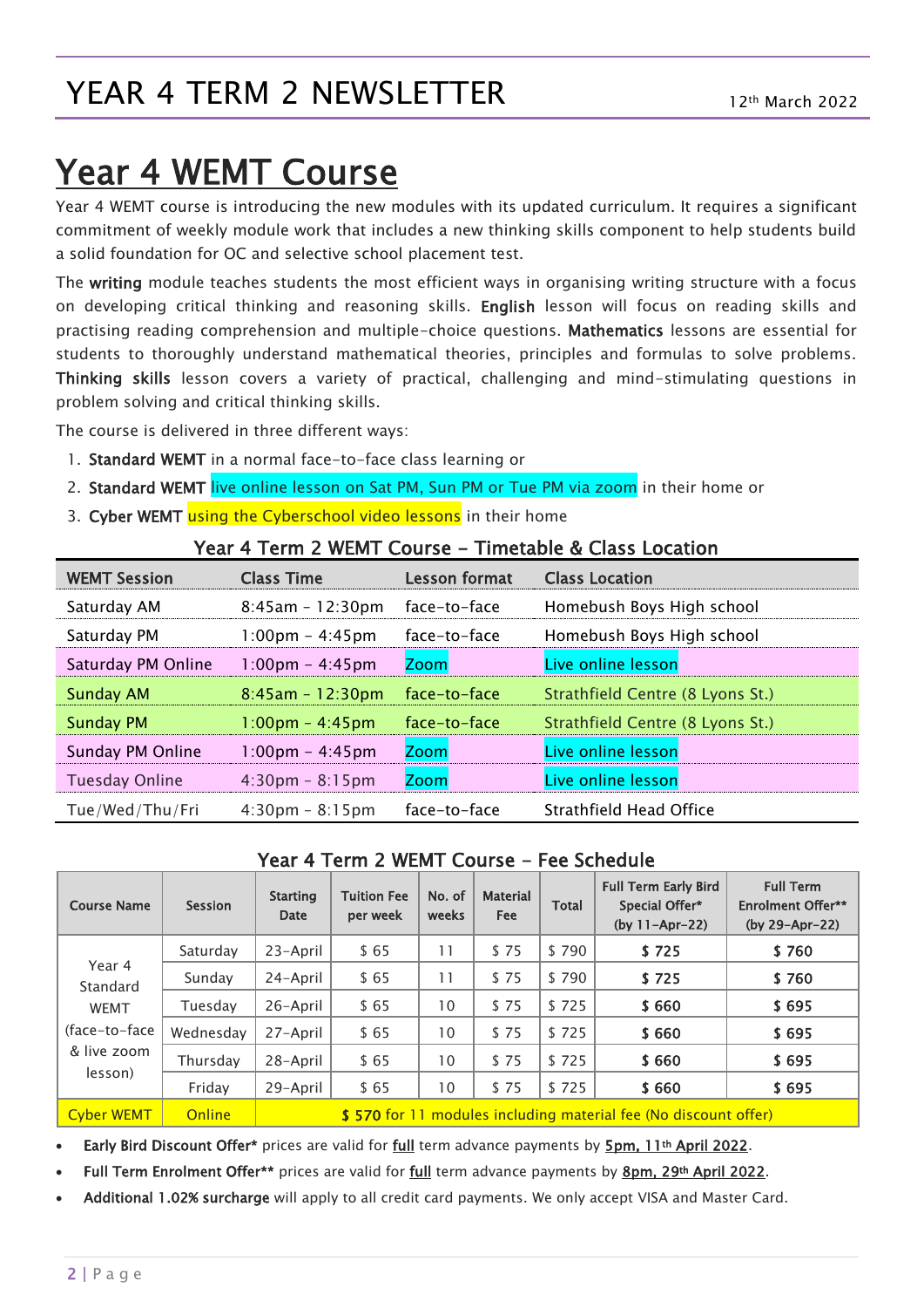# YEAR 4 TERM 2 NEWSLETTER

12th March 2022

# Year 4 WEMT Course

Year 4 WEMT course is introducing the new modules with its updated curriculum. It requires a significant commitment of weekly module work that includes a new thinking skills component to help students build a solid foundation for OC and selective school placement test.

The **writing** module teaches students the most efficient ways in organising writing structure with a focus on developing critical thinking and reasoning skills. **English** lesson will focus on reading skills and practising reading comprehension and multiple-choice questions. **Mathematics** lessons are essential for students to thoroughly understand mathematical theories, principles and formulas to solve problems. **Thinking skills** lesson covers a variety of practical, challenging and mind-stimulating questions in problem solving and critical thinking skills.

The course is delivered in three different ways:

1. **Standard WEMT** in a normal face-to-face class learning or
2. **Standard WEMT** live online lesson on Sat PM, Sun PM or Tue PM via zoom in their home or
3. **Cyber WEMT** using the Cyberschool video lessons in their home

## Year 4 Term 2 WEMT Course – Timetable & Class Location

| WEMT Session | Class Time | Lesson format | Class Location |
|---|---|---|---|
| Saturday AM | 8:45am – 12:30pm | face-to-face | Homebush Boys High school |
| Saturday PM | 1:00pm – 4:45pm | face-to-face | Homebush Boys High school |
| Saturday PM Online | 1:00pm – 4:45pm | Zoom | Live online lesson |
| Sunday AM | 8:45am – 12:30pm | face-to-face | Strathfield Centre (8 Lyons St.) |
| Sunday PM | 1:00pm – 4:45pm | face-to-face | Strathfield Centre (8 Lyons St.) |
| Sunday PM Online | 1:00pm – 4:45pm | Zoom | Live online lesson |
| Tuesday Online | 4:30pm – 8:15pm | Zoom | Live online lesson |
| Tue/Wed/Thu/Fri | 4:30pm – 8:15pm | face-to-face | Strathfield Head Office |

## Year 4 Term 2 WEMT Course - Fee Schedule

| Course Name | Session | Starting Date | Tuition Fee per week | No. of weeks | Material Fee | Total | Full Term Early Bird Special Offer* (by 11-Apr-22) | Full Term Enrolment Offer** (by 29-Apr-22) |
|---|---|---|---|---|---|---|---|---|
| Year 4 Standard WEMT (face-to-face & live zoom lesson) | Saturday | 23-April | $ 65 | 11 | $ 75 | $ 790 | **$ 725** | **$ 760** |
| | Sunday | 24-April | $ 65 | 11 | $ 75 | $ 790 | **$ 725** | **$ 760** |
| | Tuesday | 26-April | $ 65 | 10 | $ 75 | $ 725 | **$ 660** | **$ 695** |
| | Wednesday | 27-April | $ 65 | 10 | $ 75 | $ 725 | **$ 660** | **$ 695** |
| | Thursday | 28-April | $ 65 | 10 | $ 75 | $ 725 | **$ 660** | **$ 695** |
| | Friday | 29-April | $ 65 | 10 | $ 75 | $ 725 | **$ 660** | **$ 695** |
| Cyber WEMT | Online | **$ 570** for 11 modules including material fee (No discount offer) | | | | | | |

- **Early Bird Discount Offer*** prices are valid for **full** term advance payments by **5pm, 11th April 2022**.
- **Full Term Enrolment Offer**** prices are valid for **full** term advance payments by **8pm, 29th April 2022**.
- **Additional 1.02% surcharge** will apply to all credit card payments. We only accept VISA and Master Card.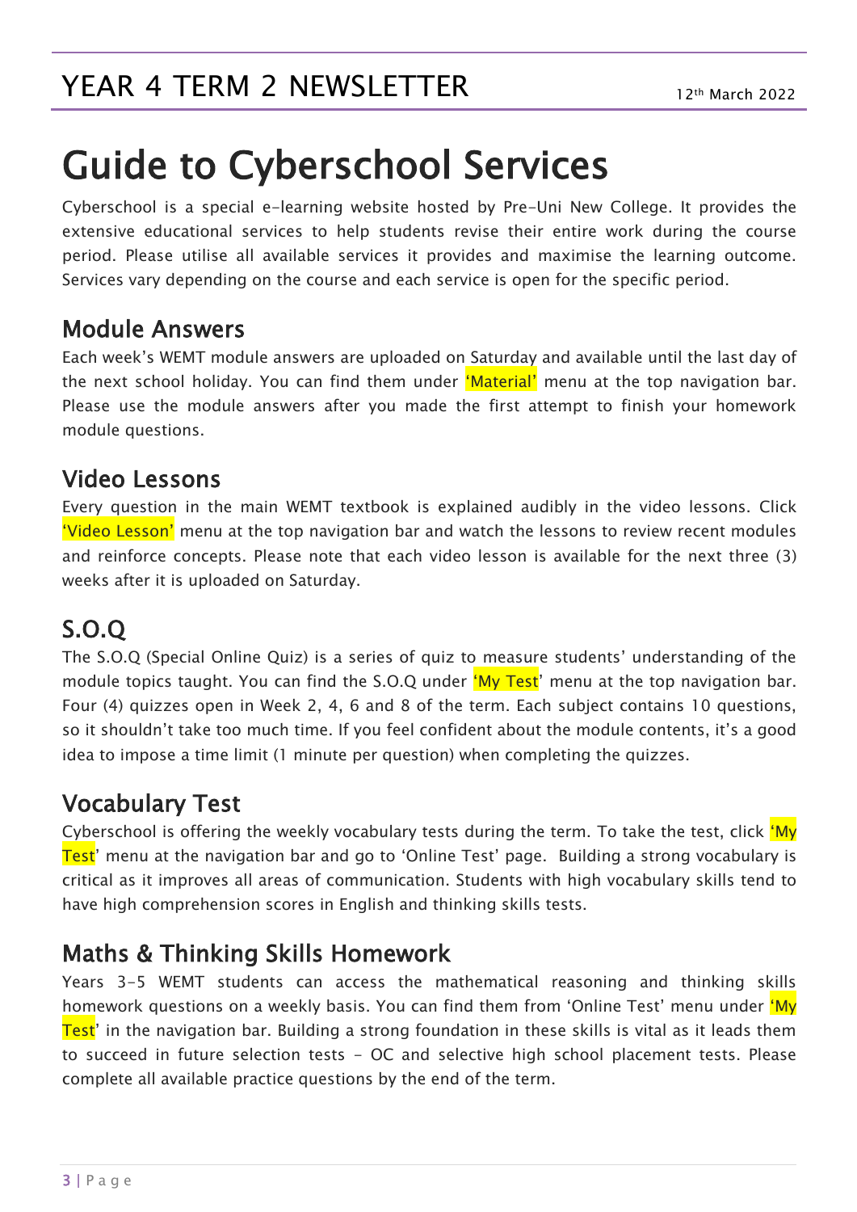# Guide to Cyberschool Services

Cyberschool is a special e-learning website hosted by Pre-Uni New College. It provides the extensive educational services to help students revise their entire work during the course period. Please utilise all available services it provides and maximise the learning outcome. Services vary depending on the course and each service is open for the specific period.

## Module Answers

Each week's WEMT module answers are uploaded on Saturday and available until the last day of the next school holiday. You can find them under 'Material' menu at the top navigation bar. Please use the module answers after you made the first attempt to finish your homework module questions.

## Video Lessons

Every question in the main WEMT textbook is explained audibly in the video lessons. Click 'Video Lesson' menu at the top navigation bar and watch the lessons to review recent modules and reinforce concepts. Please note that each video lesson is available for the next three (3) weeks after it is uploaded on Saturday.

## S.O.Q

The S.O.Q (Special Online Quiz) is a series of quiz to measure students' understanding of the module topics taught. You can find the S.O.Q under 'My Test' menu at the top navigation bar. Four (4) quizzes open in Week 2, 4, 6 and 8 of the term. Each subject contains 10 questions, so it shouldn't take too much time. If you feel confident about the module contents, it's a good idea to impose a time limit (1 minute per question) when completing the quizzes.

## Vocabulary Test

Cyberschool is offering the weekly vocabulary tests during the term. To take the test, click 'My Test' menu at the navigation bar and go to 'Online Test' page. Building a strong vocabulary is critical as it improves all areas of communication. Students with high vocabulary skills tend to have high comprehension scores in English and thinking skills tests.

## Maths & Thinking Skills Homework

Years 3-5 WEMT students can access the mathematical reasoning and thinking skills homework questions on a weekly basis. You can find them from 'Online Test' menu under 'My Test' in the navigation bar. Building a strong foundation in these skills is vital as it leads them to succeed in future selection tests - OC and selective high school placement tests. Please complete all available practice questions by the end of the term.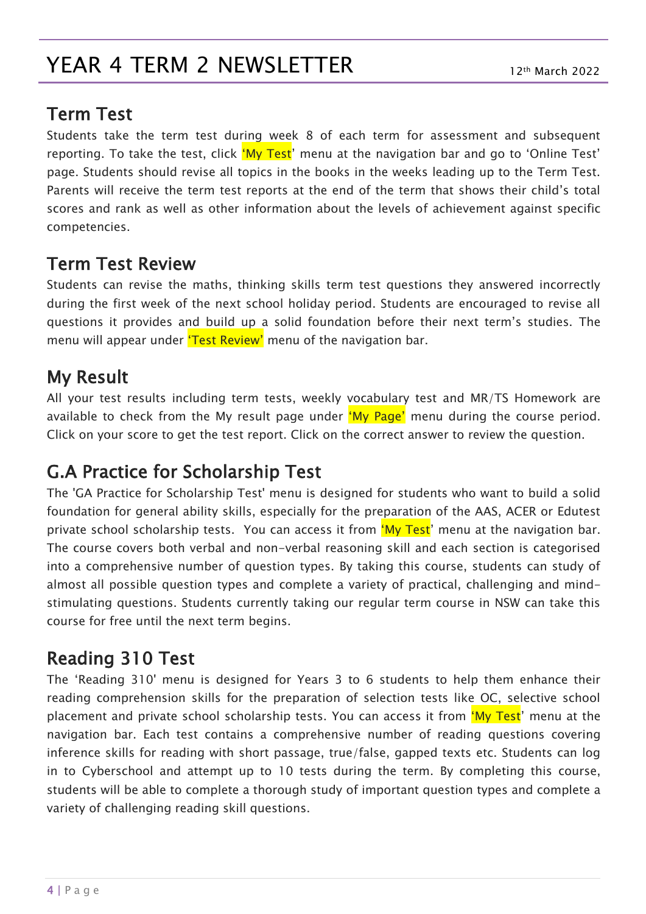# YEAR 4 TERM 2 NEWSLETTER

12th March 2022

## Term Test

Students take the term test during week 8 of each term for assessment and subsequent reporting. To take the test, click 'My Test' menu at the navigation bar and go to 'Online Test' page. Students should revise all topics in the books in the weeks leading up to the Term Test. Parents will receive the term test reports at the end of the term that shows their child's total scores and rank as well as other information about the levels of achievement against specific competencies.

## Term Test Review

Students can revise the maths, thinking skills term test questions they answered incorrectly during the first week of the next school holiday period. Students are encouraged to revise all questions it provides and build up a solid foundation before their next term's studies. The menu will appear under 'Test Review' menu of the navigation bar.

## My Result

All your test results including term tests, weekly vocabulary test and MR/TS Homework are available to check from the My result page under 'My Page' menu during the course period. Click on your score to get the test report. Click on the correct answer to review the question.

## G.A Practice for Scholarship Test

The 'GA Practice for Scholarship Test' menu is designed for students who want to build a solid foundation for general ability skills, especially for the preparation of the AAS, ACER or Edutest private school scholarship tests. You can access it from 'My Test' menu at the navigation bar. The course covers both verbal and non-verbal reasoning skill and each section is categorised into a comprehensive number of question types. By taking this course, students can study of almost all possible question types and complete a variety of practical, challenging and mind-stimulating questions. Students currently taking our regular term course in NSW can take this course for free until the next term begins.

## Reading 310 Test

The 'Reading 310' menu is designed for Years 3 to 6 students to help them enhance their reading comprehension skills for the preparation of selection tests like OC, selective school placement and private school scholarship tests. You can access it from 'My Test' menu at the navigation bar. Each test contains a comprehensive number of reading questions covering inference skills for reading with short passage, true/false, gapped texts etc. Students can log in to Cyberschool and attempt up to 10 tests during the term. By completing this course, students will be able to complete a thorough study of important question types and complete a variety of challenging reading skill questions.